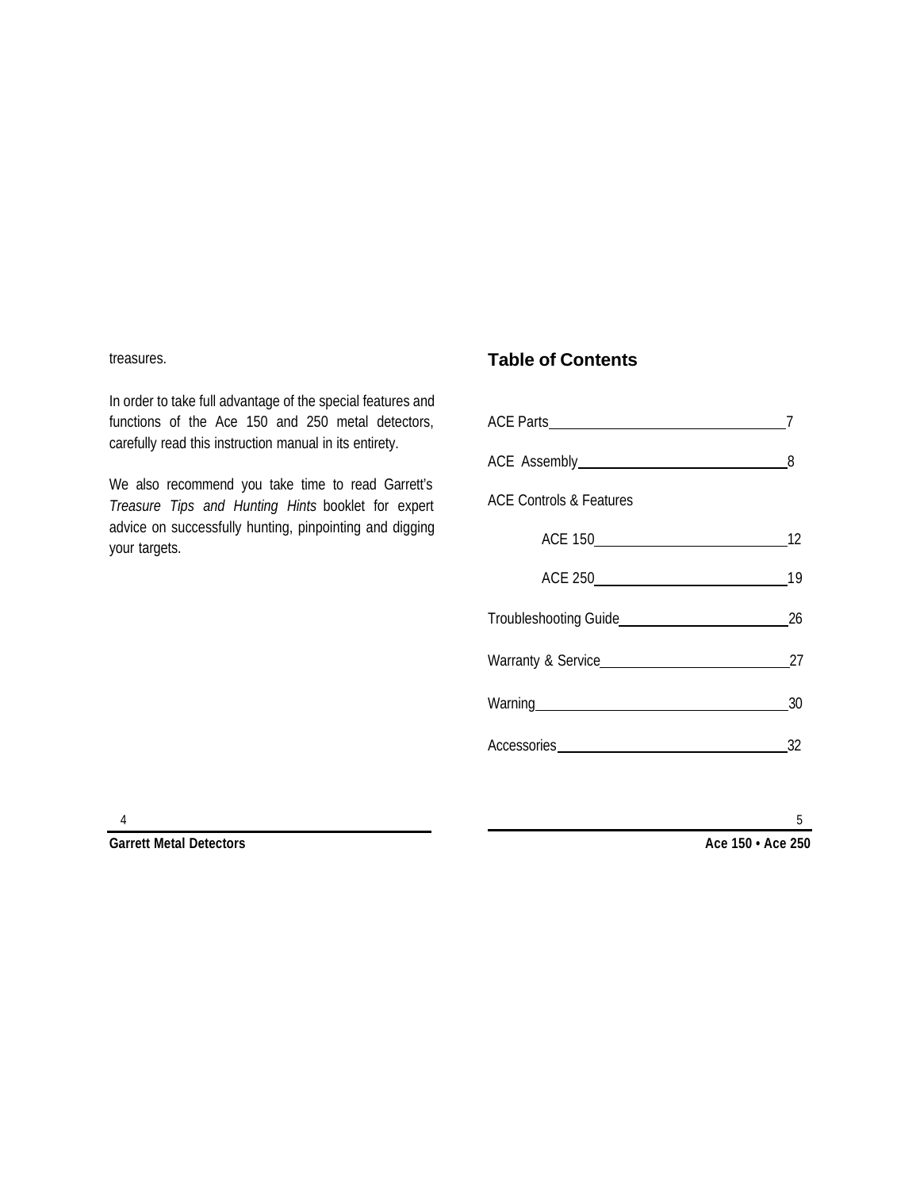treasures.

In order to take full advantage of the special features and functions of the Ace 150 and 250 metal detectors, carefully read this instruction manual in its entirety.

We also recommend you take time to read Garrett's *Treasure Tips and Hunting Hints* booklet for expert advice on successfully hunting, pinpointing and digging your targets.

## Table of Contents

| Section | Page |
|---|---|
| ACE Parts | 7 |
| ACE Assembly | 8 |
| ACE Controls & Features | |
| ACE 150 | 12 |
| ACE 250 | 19 |
| Troubleshooting Guide | 26 |
| Warranty & Service | 27 |
| Warning | 30 |
| Accessories | 32 |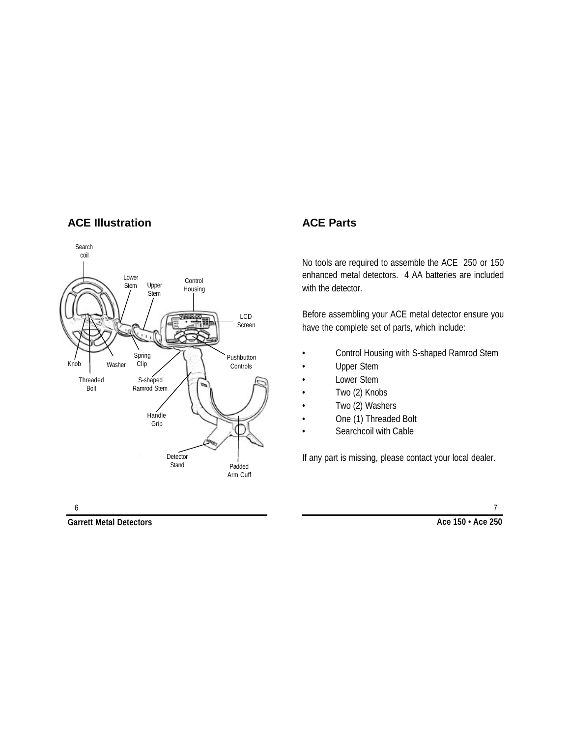## ACE Illustration

Search coil

Lower Stem

Upper Stem

Control Housing

LCD Screen

Pushbutton Controls

Knob

Washer

Spring Clip

Threaded Bolt

S-shaped Ramrod Stem

Handle Grip

Detector Stand

Padded Arm Cuff

## ACE Parts

No tools are required to assemble the ACE 250 or 150 enhanced metal detectors. 4 AA batteries are included with the detector.

Before assembling your ACE metal detector ensure you have the complete set of parts, which include:

- Control Housing with S-shaped Ramrod Stem
- Upper Stem
- Lower Stem
- Two (2) Knobs
- Two (2) Washers
- One (1) Threaded Bolt
- Searchcoil with Cable

If any part is missing, please contact your local dealer.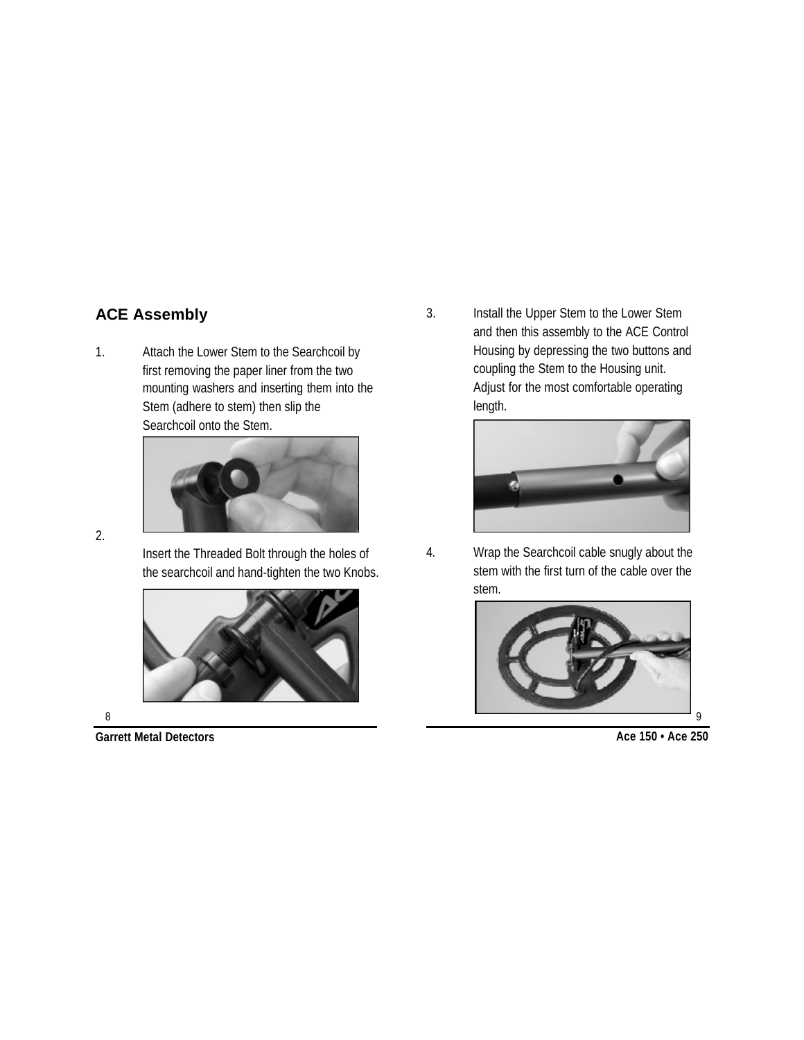## ACE Assembly

1. Attach the Lower Stem to the Searchcoil by first removing the paper liner from the two mounting washers and inserting them into the Stem (adhere to stem) then slip the Searchcoil onto the Stem.

2. Insert the Threaded Bolt through the holes of the searchcoil and hand-tighten the two Knobs.

3. Install the Upper Stem to the Lower Stem and then this assembly to the ACE Control Housing by depressing the two buttons and coupling the Stem to the Housing unit. Adjust for the most comfortable operating length.

4. Wrap the Searchcoil cable snugly about the stem with the first turn of the cable over the stem.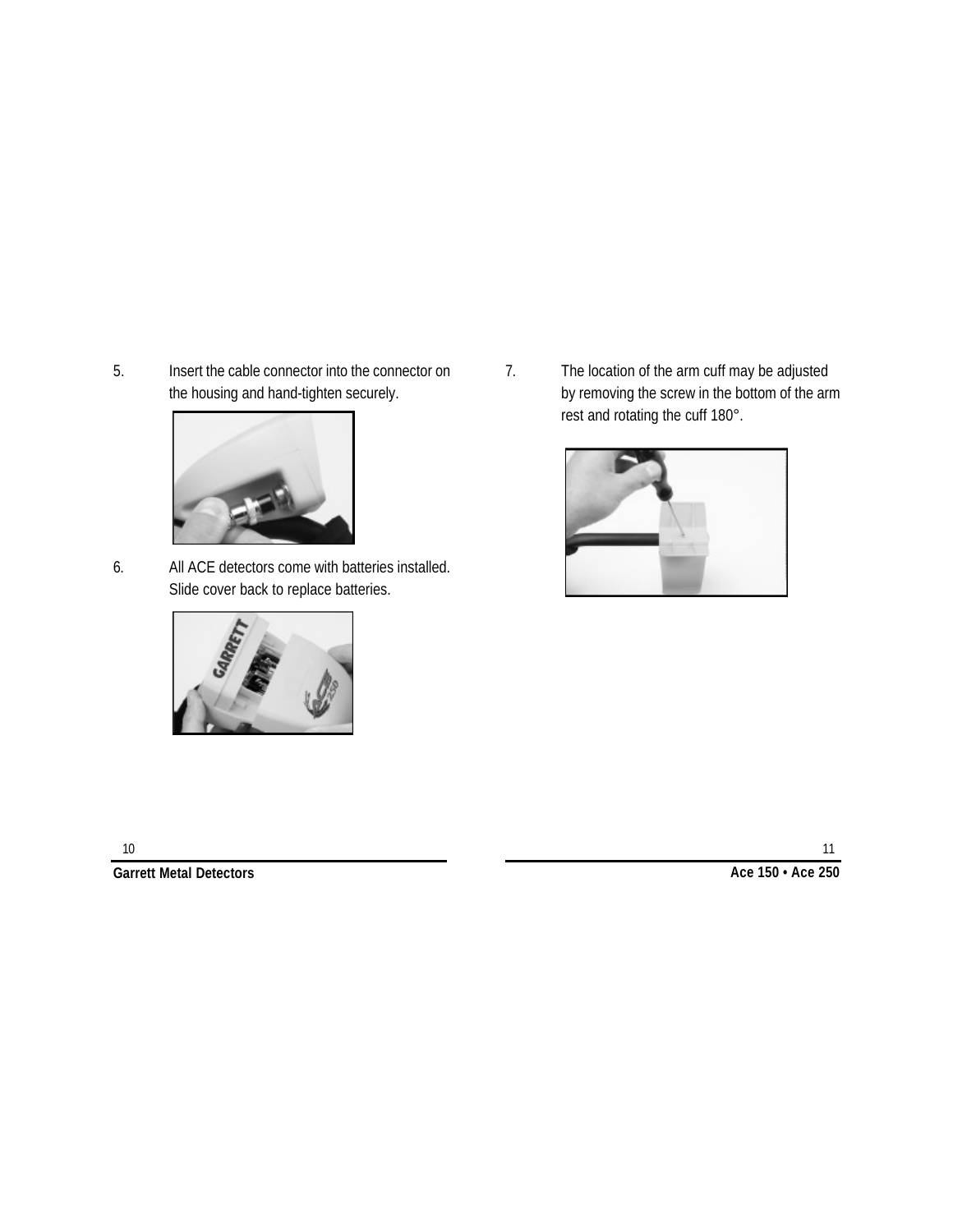5. Insert the cable connector into the connector on the housing and hand-tighten securely.

6. All ACE detectors come with batteries installed. Slide cover back to replace batteries.

7. The location of the arm cuff may be adjusted by removing the screw in the bottom of the arm rest and rotating the cuff 180°.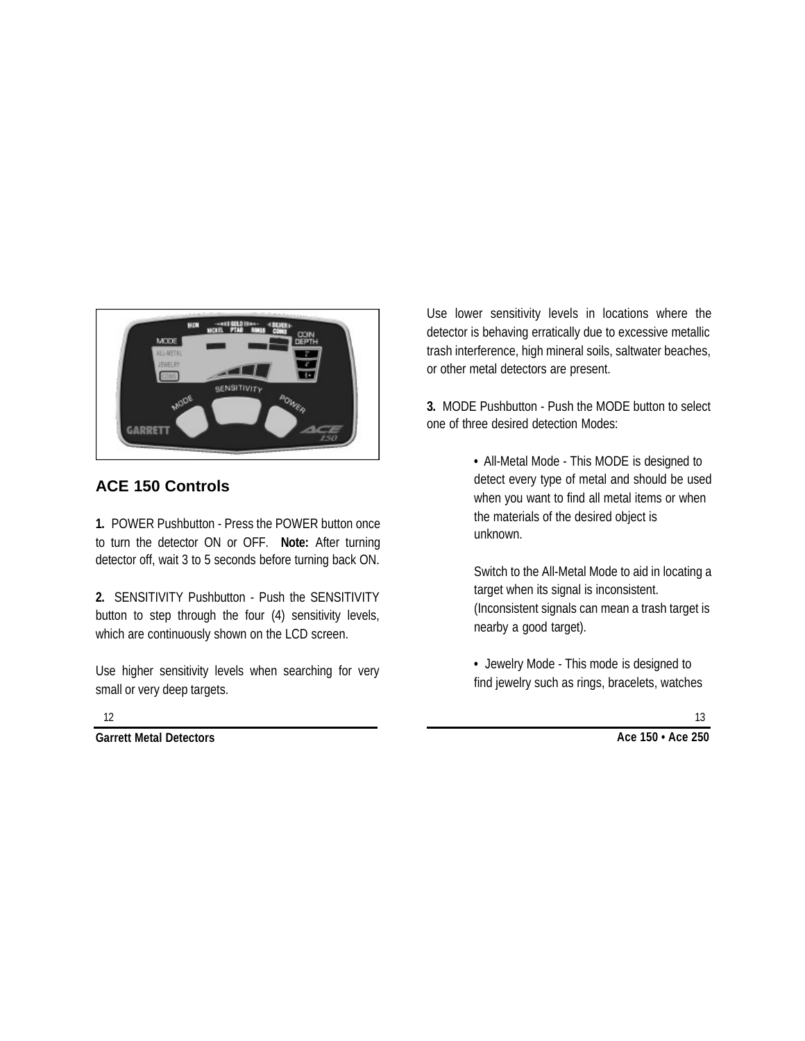## ACE 150 Controls

**1.** POWER Pushbutton - Press the POWER button once to turn the detector ON or OFF. **Note:** After turning detector off, wait 3 to 5 seconds before turning back ON.

**2.** SENSITIVITY Pushbutton - Push the SENSITIVITY button to step through the four (4) sensitivity levels, which are continuously shown on the LCD screen.

Use higher sensitivity levels when searching for very small or very deep targets.

Use lower sensitivity levels in locations where the detector is behaving erratically due to excessive metallic trash interference, high mineral soils, saltwater beaches, or other metal detectors are present.

**3.** MODE Pushbutton - Push the MODE button to select one of three desired detection Modes:

- All-Metal Mode - This MODE is designed to detect every type of metal and should be used when you want to find all metal items or when the materials of the desired object is unknown.

  Switch to the All-Metal Mode to aid in locating a target when its signal is inconsistent. (Inconsistent signals can mean a trash target is nearby a good target).

- Jewelry Mode - This mode is designed to find jewelry such as rings, bracelets, watches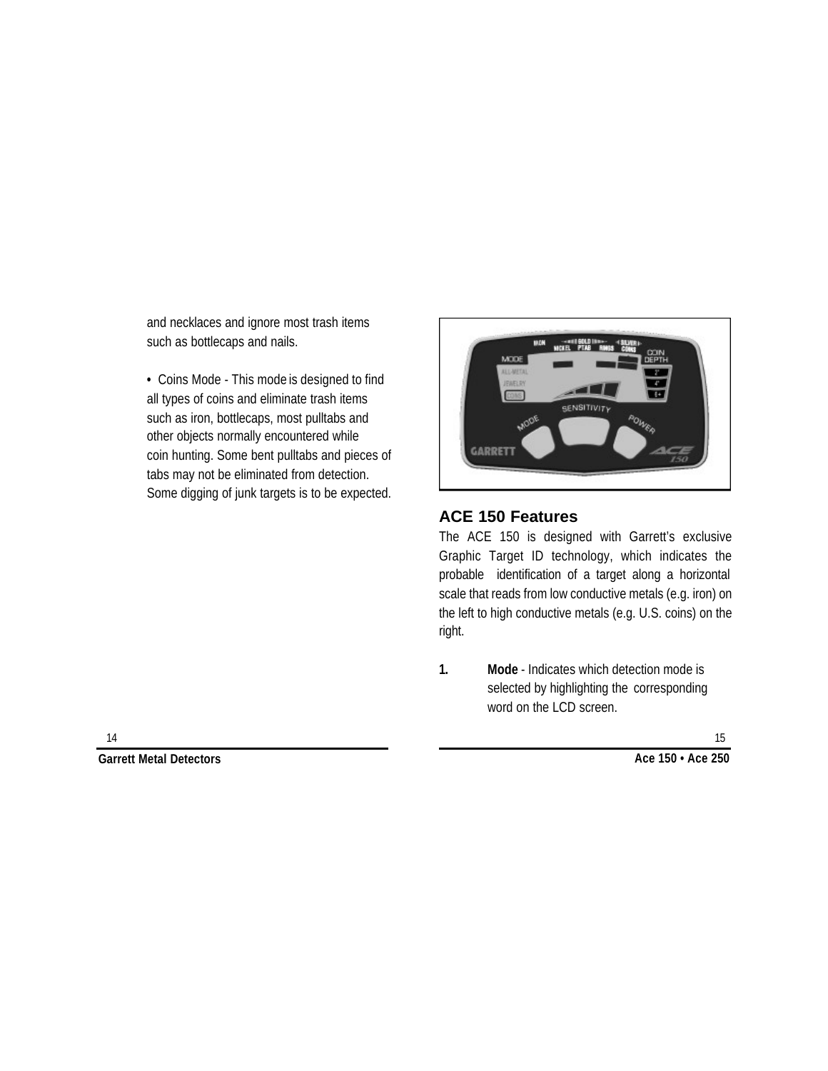and necklaces and ignore most trash items such as bottlecaps and nails.

- Coins Mode - This mode is designed to find all types of coins and eliminate trash items such as iron, bottlecaps, most pulltabs and other objects normally encountered while coin hunting. Some bent pulltabs and pieces of tabs may not be eliminated from detection. Some digging of junk targets is to be expected.

## ACE 150 Features

The ACE 150 is designed with Garrett's exclusive Graphic Target ID technology, which indicates the probable identification of a target along a horizontal scale that reads from low conductive metals (e.g. iron) on the left to high conductive metals (e.g. U.S. coins) on the right.

1. **Mode** - Indicates which detection mode is selected by highlighting the corresponding word on the LCD screen.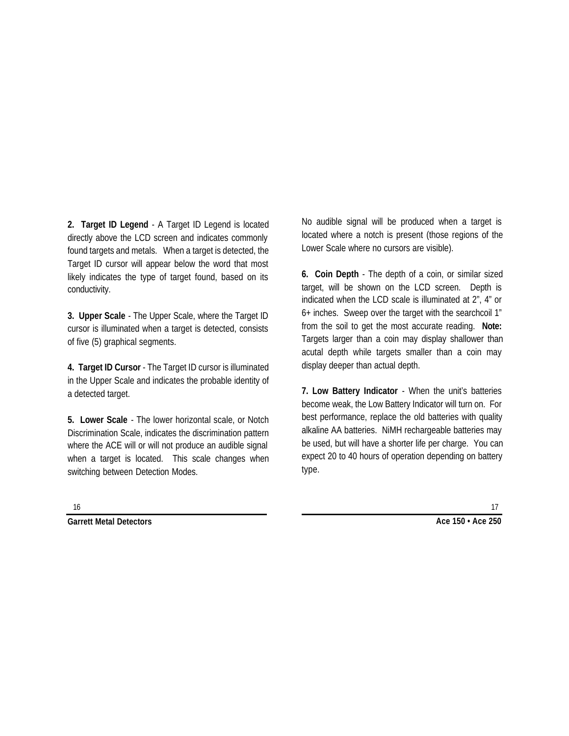**2. Target ID Legend** - A Target ID Legend is located directly above the LCD screen and indicates commonly found targets and metals. When a target is detected, the Target ID cursor will appear below the word that most likely indicates the type of target found, based on its conductivity.

**3. Upper Scale** - The Upper Scale, where the Target ID cursor is illuminated when a target is detected, consists of five (5) graphical segments.

**4. Target ID Cursor** - The Target ID cursor is illuminated in the Upper Scale and indicates the probable identity of a detected target.

**5. Lower Scale** - The lower horizontal scale, or Notch Discrimination Scale, indicates the discrimination pattern where the ACE will or will not produce an audible signal when a target is located. This scale changes when switching between Detection Modes.

No audible signal will be produced when a target is located where a notch is present (those regions of the Lower Scale where no cursors are visible).

**6. Coin Depth** - The depth of a coin, or similar sized target, will be shown on the LCD screen. Depth is indicated when the LCD scale is illuminated at 2", 4" or 6+ inches. Sweep over the target with the searchcoil 1" from the soil to get the most accurate reading. **Note:** Targets larger than a coin may display shallower than acutal depth while targets smaller than a coin may display deeper than actual depth.

**7. Low Battery Indicator** - When the unit's batteries become weak, the Low Battery Indicator will turn on. For best performance, replace the old batteries with quality alkaline AA batteries. NiMH rechargeable batteries may be used, but will have a shorter life per charge. You can expect 20 to 40 hours of operation depending on battery type.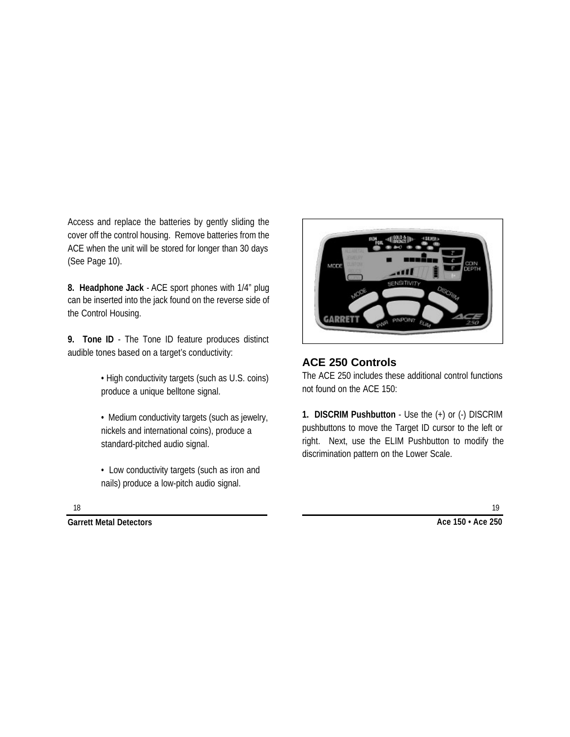Access and replace the batteries by gently sliding the cover off the control housing. Remove batteries from the ACE when the unit will be stored for longer than 30 days (See Page 10).

**8. Headphone Jack** - ACE sport phones with 1/4" plug can be inserted into the jack found on the reverse side of the Control Housing.

**9. Tone ID** - The Tone ID feature produces distinct audible tones based on a target's conductivity:

- High conductivity targets (such as U.S. coins) produce a unique belltone signal.
- Medium conductivity targets (such as jewelry, nickels and international coins), produce a standard-pitched audio signal.
- Low conductivity targets (such as iron and nails) produce a low-pitch audio signal.

## ACE 250 Controls

The ACE 250 includes these additional control functions not found on the ACE 150:

**1. DISCRIM Pushbutton** - Use the (+) or (-) DISCRIM pushbuttons to move the Target ID cursor to the left or right. Next, use the ELIM Pushbutton to modify the discrimination pattern on the Lower Scale.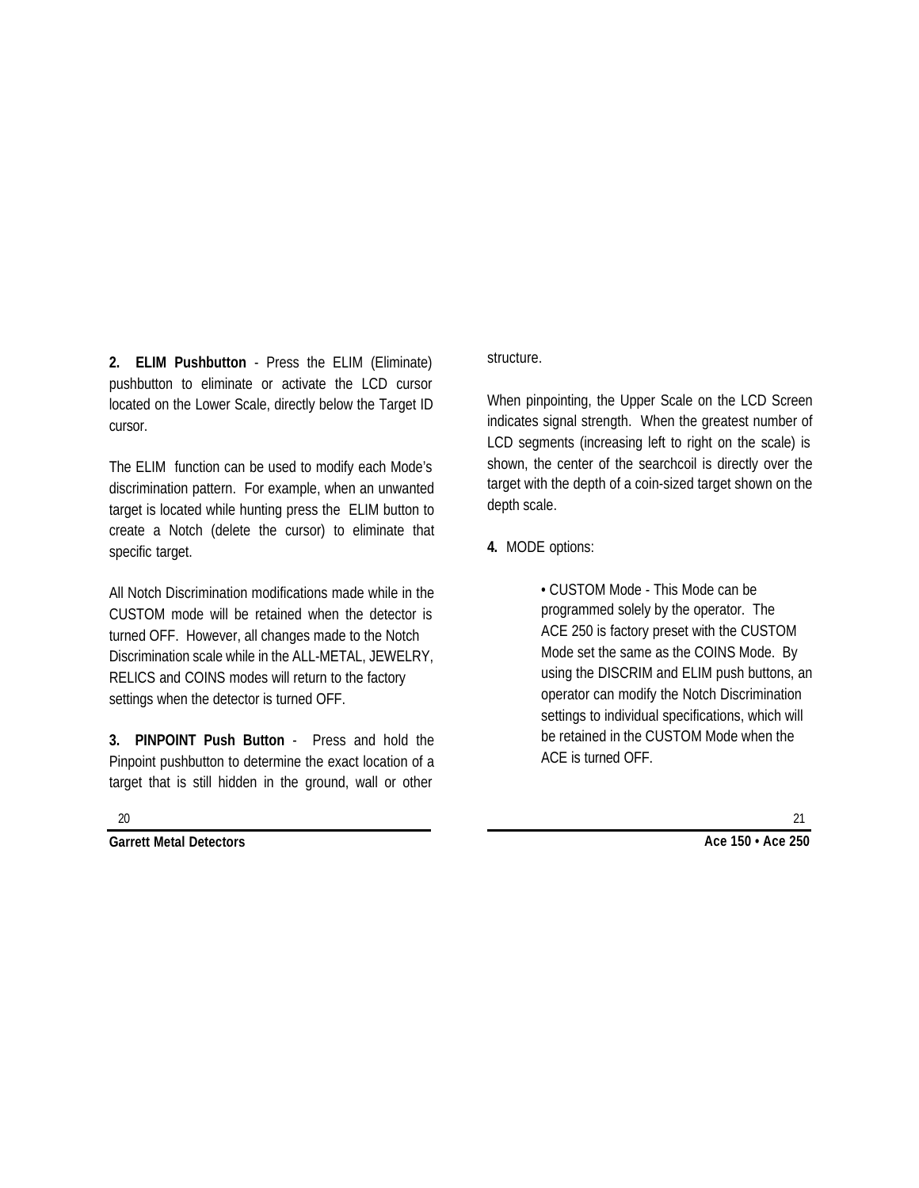**2. ELIM Pushbutton** - Press the ELIM (Eliminate) pushbutton to eliminate or activate the LCD cursor located on the Lower Scale, directly below the Target ID cursor.

The ELIM function can be used to modify each Mode's discrimination pattern. For example, when an unwanted target is located while hunting press the ELIM button to create a Notch (delete the cursor) to eliminate that specific target.

All Notch Discrimination modifications made while in the CUSTOM mode will be retained when the detector is turned OFF. However, all changes made to the Notch Discrimination scale while in the ALL-METAL, JEWELRY, RELICS and COINS modes will return to the factory settings when the detector is turned OFF.

**3. PINPOINT Push Button** - Press and hold the Pinpoint pushbutton to determine the exact location of a target that is still hidden in the ground, wall or other structure.

When pinpointing, the Upper Scale on the LCD Screen indicates signal strength. When the greatest number of LCD segments (increasing left to right on the scale) is shown, the center of the searchcoil is directly over the target with the depth of a coin-sized target shown on the depth scale.

**4.** MODE options:

- CUSTOM Mode - This Mode can be programmed solely by the operator. The ACE 250 is factory preset with the CUSTOM Mode set the same as the COINS Mode. By using the DISCRIM and ELIM push buttons, an operator can modify the Notch Discrimination settings to individual specifications, which will be retained in the CUSTOM Mode when the ACE is turned OFF.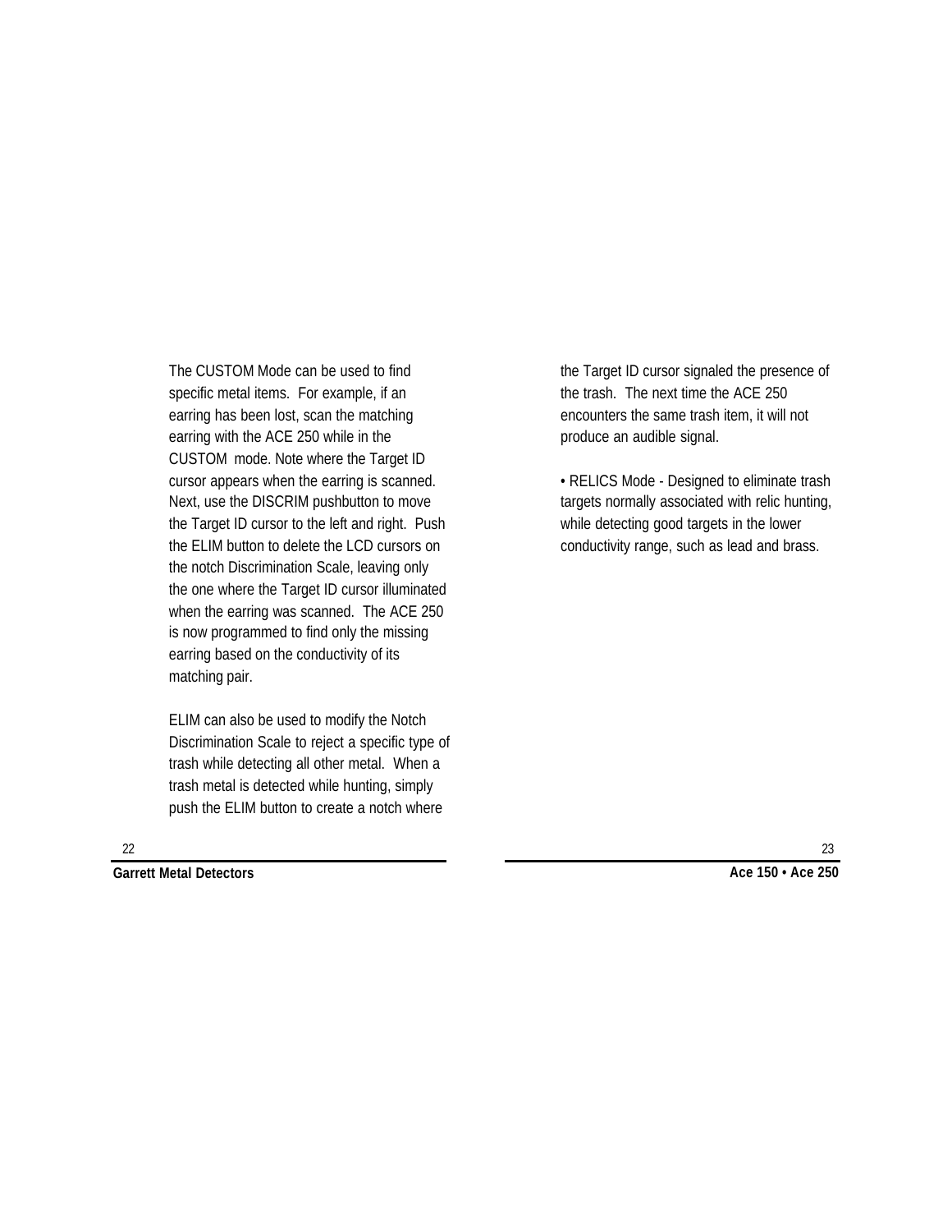The CUSTOM Mode can be used to find specific metal items. For example, if an earring has been lost, scan the matching earring with the ACE 250 while in the CUSTOM mode. Note where the Target ID cursor appears when the earring is scanned. Next, use the DISCRIM pushbutton to move the Target ID cursor to the left and right. Push the ELIM button to delete the LCD cursors on the notch Discrimination Scale, leaving only the one where the Target ID cursor illuminated when the earring was scanned. The ACE 250 is now programmed to find only the missing earring based on the conductivity of its matching pair.

ELIM can also be used to modify the Notch Discrimination Scale to reject a specific type of trash while detecting all other metal. When a trash metal is detected while hunting, simply push the ELIM button to create a notch where the Target ID cursor signaled the presence of the trash. The next time the ACE 250 encounters the same trash item, it will not produce an audible signal.

- RELICS Mode - Designed to eliminate trash targets normally associated with relic hunting, while detecting good targets in the lower conductivity range, such as lead and brass.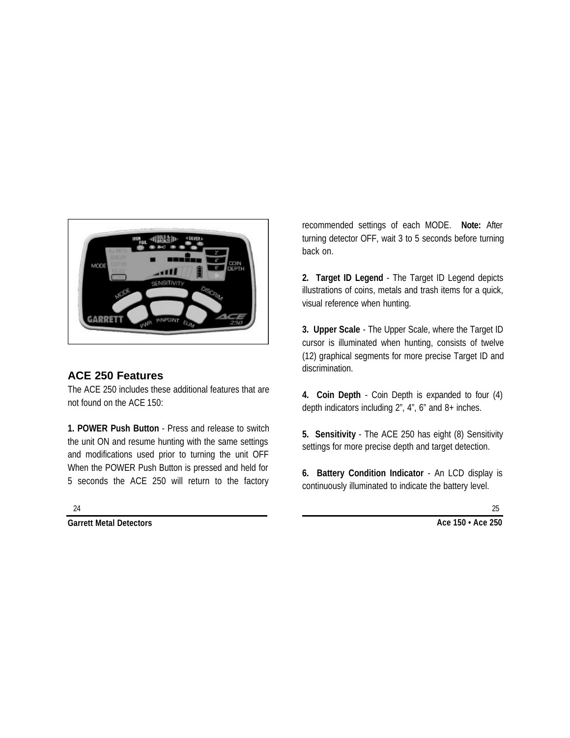## ACE 250 Features

The ACE 250 includes these additional features that are not found on the ACE 150:

**1. POWER Push Button** - Press and release to switch the unit ON and resume hunting with the same settings and modifications used prior to turning the unit OFF When the POWER Push Button is pressed and held for 5 seconds the ACE 250 will return to the factory recommended settings of each MODE. **Note:** After turning detector OFF, wait 3 to 5 seconds before turning back on.

**2. Target ID Legend** - The Target ID Legend depicts illustrations of coins, metals and trash items for a quick, visual reference when hunting.

**3. Upper Scale** - The Upper Scale, where the Target ID cursor is illuminated when hunting, consists of twelve (12) graphical segments for more precise Target ID and discrimination.

**4. Coin Depth** - Coin Depth is expanded to four (4) depth indicators including 2", 4", 6" and 8+ inches.

**5. Sensitivity** - The ACE 250 has eight (8) Sensitivity settings for more precise depth and target detection.

**6. Battery Condition Indicator** - An LCD display is continuously illuminated to indicate the battery level.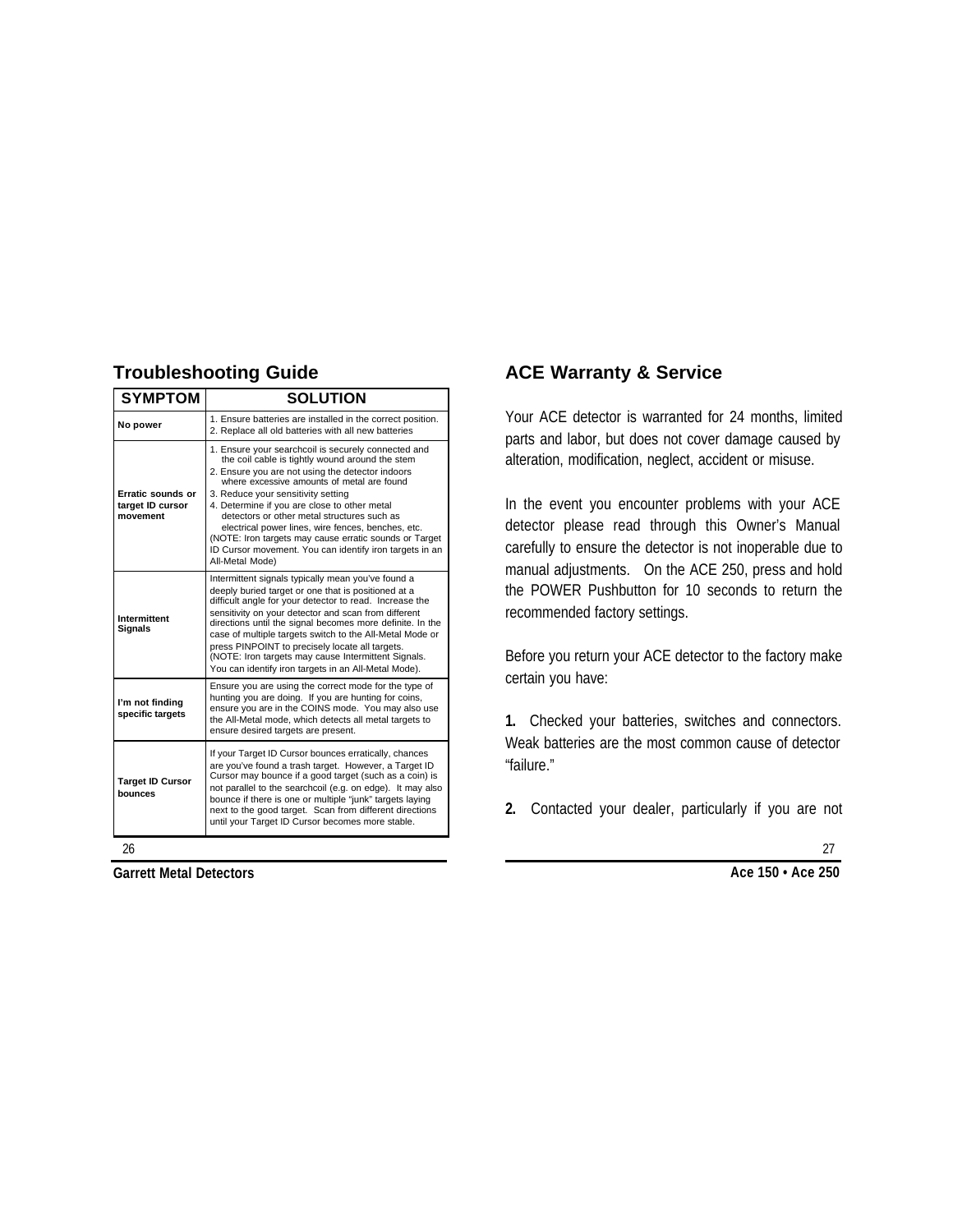## Troubleshooting Guide

| SYMPTOM | SOLUTION |
|---|---|
| **No power** | 1. Ensure batteries are installed in the correct position.<br>2. Replace all old batteries with all new batteries |
| **Erratic sounds or target ID cursor movement** | 1. Ensure your searchcoil is securely connected and the coil cable is tightly wound around the stem<br>2. Ensure you are not using the detector indoors where excessive amounts of metal are found<br>3. Reduce your sensitivity setting<br>4. Determine if you are close to other metal detectors or other metal structures such as electrical power lines, wire fences, benches, etc.<br>(NOTE: Iron targets may cause erratic sounds or Target ID Cursor movement. You can identify iron targets in an All-Metal Mode) |
| **Intermittent Signals** | Intermittent signals typically mean you've found a deeply buried target or one that is positioned at a difficult angle for your detector to read. Increase the sensitivity on your detector and scan from different directions until the signal becomes more definite. In the case of multiple targets switch to the All-Metal Mode or press PINPOINT to precisely locate all targets.<br>(NOTE: Iron targets may cause Intermittent Signals. You can identify iron targets in an All-Metal Mode). |
| **I'm not finding specific targets** | Ensure you are using the correct mode for the type of hunting you are doing. If you are hunting for coins, ensure you are in the COINS mode. You may also use the All-Metal mode, which detects all metal targets to ensure desired targets are present. |
| **Target ID Cursor bounces** | If your Target ID Cursor bounces erratically, chances are you've found a trash target. However, a Target ID Cursor may bounce if a good target (such as a coin) is not parallel to the searchcoil (e.g. on edge). It may also bounce if there is one or multiple "junk" targets laying next to the good target. Scan from different directions until your Target ID Cursor becomes more stable. |

## ACE Warranty & Service

Your ACE detector is warranted for 24 months, limited parts and labor, but does not cover damage caused by alteration, modification, neglect, accident or misuse.

In the event you encounter problems with your ACE detector please read through this Owner's Manual carefully to ensure the detector is not inoperable due to manual adjustments. On the ACE 250, press and hold the POWER Pushbutton for 10 seconds to return the recommended factory settings.

Before you return your ACE detector to the factory make certain you have:

**1.** Checked your batteries, switches and connectors. Weak batteries are the most common cause of detector "failure."

**2.** Contacted your dealer, particularly if you are not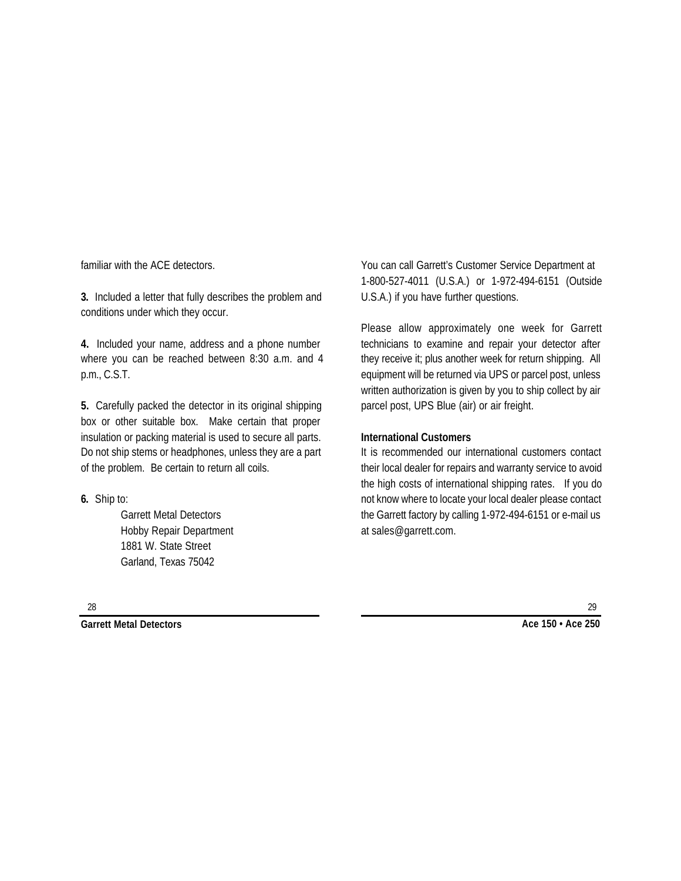familiar with the ACE detectors.

**3.** Included a letter that fully describes the problem and conditions under which they occur.

**4.** Included your name, address and a phone number where you can be reached between 8:30 a.m. and 4 p.m., C.S.T.

**5.** Carefully packed the detector in its original shipping box or other suitable box. Make certain that proper insulation or packing material is used to secure all parts. Do not ship stems or headphones, unless they are a part of the problem. Be certain to return all coils.

**6.** Ship to:

Garrett Metal Detectors
Hobby Repair Department
1881 W. State Street
Garland, Texas 75042

You can call Garrett's Customer Service Department at 1-800-527-4011 (U.S.A.) or 1-972-494-6151 (Outside U.S.A.) if you have further questions.

Please allow approximately one week for Garrett technicians to examine and repair your detector after they receive it; plus another week for return shipping. All equipment will be returned via UPS or parcel post, unless written authorization is given by you to ship collect by air parcel post, UPS Blue (air) or air freight.

**International Customers**

It is recommended our international customers contact their local dealer for repairs and warranty service to avoid the high costs of international shipping rates. If you do not know where to locate your local dealer please contact the Garrett factory by calling 1-972-494-6151 or e-mail us at sales@garrett.com.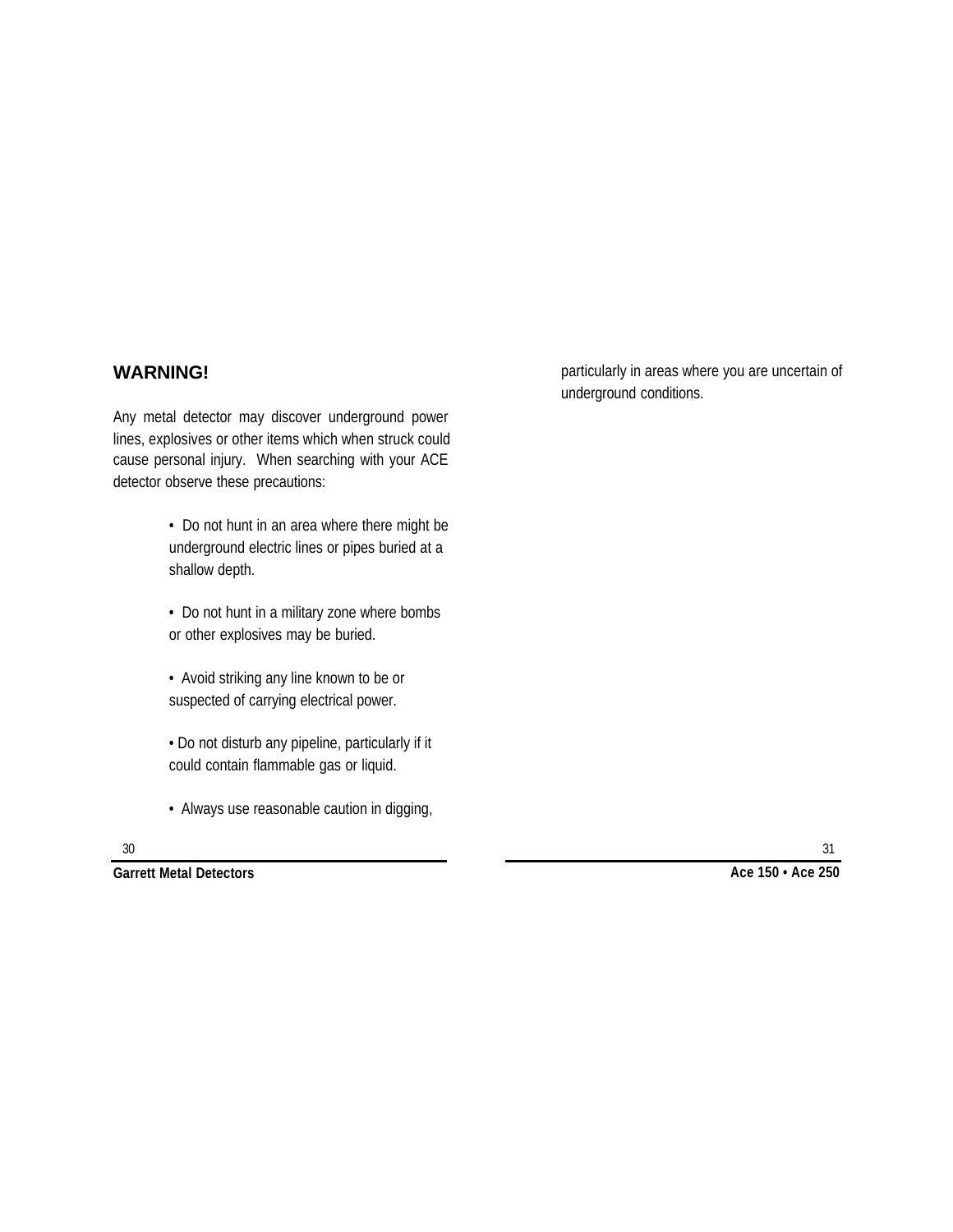## WARNING!

Any metal detector may discover underground power lines, explosives or other items which when struck could cause personal injury. When searching with your ACE detector observe these precautions:

- Do not hunt in an area where there might be underground electric lines or pipes buried at a shallow depth.
- Do not hunt in a military zone where bombs or other explosives may be buried.
- Avoid striking any line known to be or suspected of carrying electrical power.
- Do not disturb any pipeline, particularly if it could contain flammable gas or liquid.
- Always use reasonable caution in digging, particularly in areas where you are uncertain of underground conditions.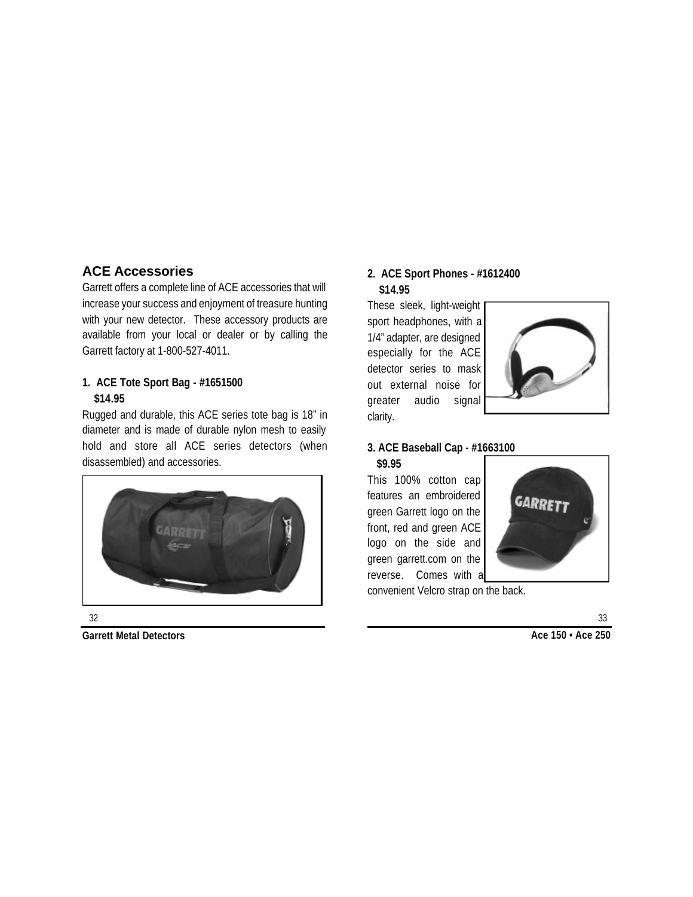## ACE Accessories

Garrett offers a complete line of ACE accessories that will increase your success and enjoyment of treasure hunting with your new detector. These accessory products are available from your local or dealer or by calling the Garrett factory at 1-800-527-4011.

**1. ACE Tote Sport Bag - #1651500**
**$14.95**

Rugged and durable, this ACE series tote bag is 18" in diameter and is made of durable nylon mesh to easily hold and store all ACE series detectors (when disassembled) and accessories.

**2. ACE Sport Phones - #1612400**
**$14.95**

These sleek, light-weight sport headphones, with a 1/4" adapter, are designed especially for the ACE detector series to mask out external noise for greater audio signal clarity.

**3. ACE Baseball Cap - #1663100**
**$9.95**

This 100% cotton cap features an embroidered green Garrett logo on the front, red and green ACE logo on the side and green garrett.com on the reverse. Comes with a convenient Velcro strap on the back.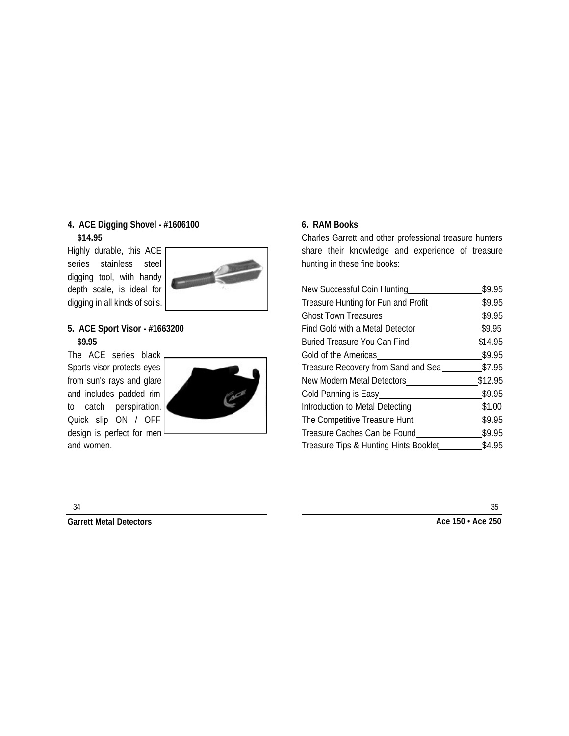### 4. ACE Digging Shovel - #1606100

**$14.95**

Highly durable, this ACE series stainless steel digging tool, with handy depth scale, is ideal for digging in all kinds of soils.

### 5. ACE Sport Visor - #1663200

**$9.95**

The ACE series black Sports visor protects eyes from sun's rays and glare and includes padded rim to catch perspiration. Quick slip ON / OFF design is perfect for men and women.

### 6. RAM Books

Charles Garrett and other professional treasure hunters share their knowledge and experience of treasure hunting in these fine books:

| | |
|---|---|
| New Successful Coin Hunting | $9.95 |
| Treasure Hunting for Fun and Profit | $9.95 |
| Ghost Town Treasures | $9.95 |
| Find Gold with a Metal Detector | $9.95 |
| Buried Treasure You Can Find | $14.95 |
| Gold of the Americas | $9.95 |
| Treasure Recovery from Sand and Sea | $7.95 |
| New Modern Metal Detectors | $12.95 |
| Gold Panning is Easy | $9.95 |
| Introduction to Metal Detecting | $1.00 |
| The Competitive Treasure Hunt | $9.95 |
| Treasure Caches Can be Found | $9.95 |
| Treasure Tips & Hunting Hints Booklet | $4.95 |